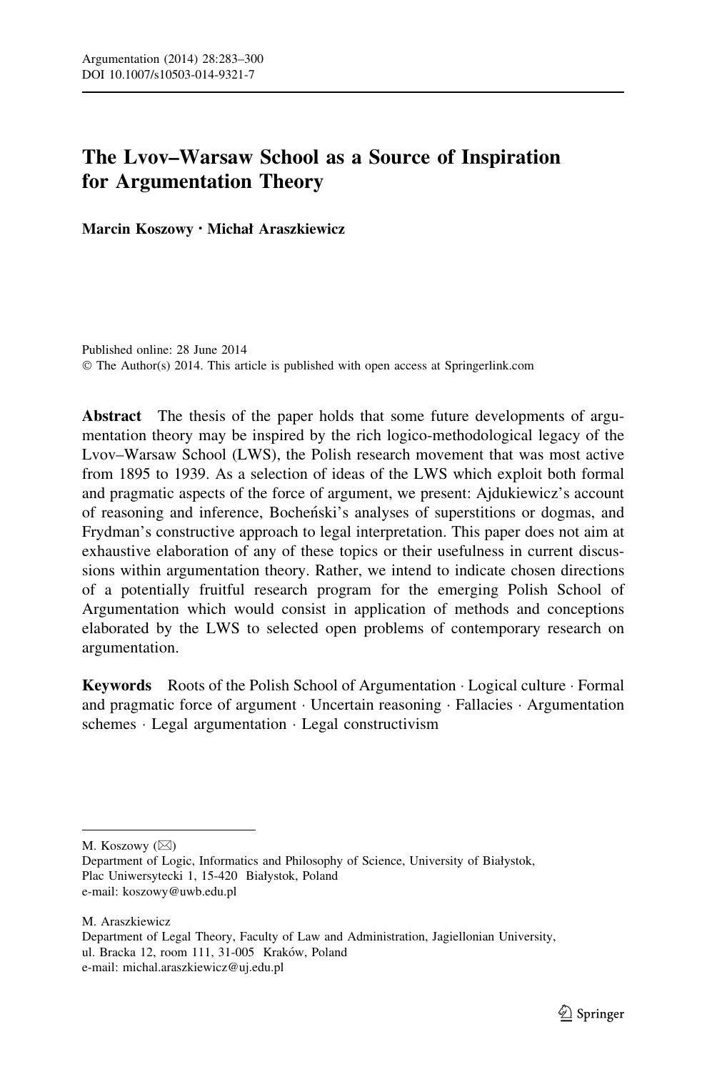# The Lvov–Warsaw School as a Source of Inspiration for Argumentation Theory

**Marcin Koszowy · Michał Araszkiewicz**

Published online: 28 June 2014
© The Author(s) 2014. This article is published with open access at Springerlink.com

**Abstract** The thesis of the paper holds that some future developments of argumentation theory may be inspired by the rich logico-methodological legacy of the Lvov–Warsaw School (LWS), the Polish research movement that was most active from 1895 to 1939. As a selection of ideas of the LWS which exploit both formal and pragmatic aspects of the force of argument, we present: Ajdukiewicz's account of reasoning and inference, Bocheński's analyses of superstitions or dogmas, and Frydman's constructive approach to legal interpretation. This paper does not aim at exhaustive elaboration of any of these topics or their usefulness in current discussions within argumentation theory. Rather, we intend to indicate chosen directions of a potentially fruitful research program for the emerging Polish School of Argumentation which would consist in application of methods and conceptions elaborated by the LWS to selected open problems of contemporary research on argumentation.

**Keywords** Roots of the Polish School of Argumentation · Logical culture · Formal and pragmatic force of argument · Uncertain reasoning · Fallacies · Argumentation schemes · Legal argumentation · Legal constructivism

---

M. Koszowy (✉)
Department of Logic, Informatics and Philosophy of Science, University of Białystok, Plac Uniwersytecki 1, 15-420 Białystok, Poland
e-mail: koszowy@uwb.edu.pl

M. Araszkiewicz
Department of Legal Theory, Faculty of Law and Administration, Jagiellonian University, ul. Bracka 12, room 111, 31-005 Kraków, Poland
e-mail: michal.araszkiewicz@uj.edu.pl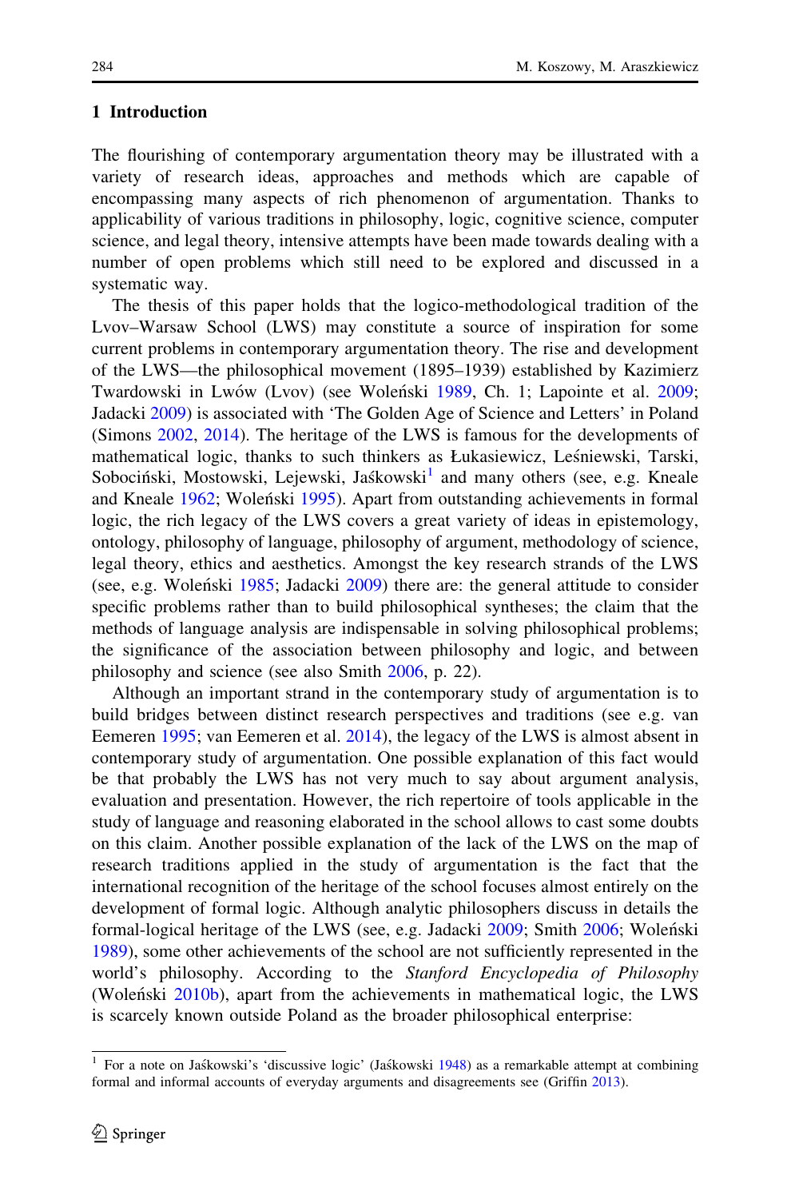## 1 Introduction

The flourishing of contemporary argumentation theory may be illustrated with a variety of research ideas, approaches and methods which are capable of encompassing many aspects of rich phenomenon of argumentation. Thanks to applicability of various traditions in philosophy, logic, cognitive science, computer science, and legal theory, intensive attempts have been made towards dealing with a number of open problems which still need to be explored and discussed in a systematic way.

The thesis of this paper holds that the logico-methodological tradition of the Lvov–Warsaw School (LWS) may constitute a source of inspiration for some current problems in contemporary argumentation theory. The rise and development of the LWS—the philosophical movement (1895–1939) established by Kazimierz Twardowski in Lwów (Lvov) (see Woleński 1989, Ch. 1; Lapointe et al. 2009; Jadacki 2009) is associated with 'The Golden Age of Science and Letters' in Poland (Simons 2002, 2014). The heritage of the LWS is famous for the developments of mathematical logic, thanks to such thinkers as Łukasiewicz, Leśniewski, Tarski, Sobociński, Mostowski, Lejewski, Jaśkowski[1] and many others (see, e.g. Kneale and Kneale 1962; Woleński 1995). Apart from outstanding achievements in formal logic, the rich legacy of the LWS covers a great variety of ideas in epistemology, ontology, philosophy of language, philosophy of argument, methodology of science, legal theory, ethics and aesthetics. Amongst the key research strands of the LWS (see, e.g. Woleński 1985; Jadacki 2009) there are: the general attitude to consider specific problems rather than to build philosophical syntheses; the claim that the methods of language analysis are indispensable in solving philosophical problems; the significance of the association between philosophy and logic, and between philosophy and science (see also Smith 2006, p. 22).

Although an important strand in the contemporary study of argumentation is to build bridges between distinct research perspectives and traditions (see e.g. van Eemeren 1995; van Eemeren et al. 2014), the legacy of the LWS is almost absent in contemporary study of argumentation. One possible explanation of this fact would be that probably the LWS has not very much to say about argument analysis, evaluation and presentation. However, the rich repertoire of tools applicable in the study of language and reasoning elaborated in the school allows to cast some doubts on this claim. Another possible explanation of the lack of the LWS on the map of research traditions applied in the study of argumentation is the fact that the international recognition of the heritage of the school focuses almost entirely on the development of formal logic. Although analytic philosophers discuss in details the formal-logical heritage of the LWS (see, e.g. Jadacki 2009; Smith 2006; Woleński 1989), some other achievements of the school are not sufficiently represented in the world's philosophy. According to the *Stanford Encyclopedia of Philosophy* (Woleński 2010b), apart from the achievements in mathematical logic, the LWS is scarcely known outside Poland as the broader philosophical enterprise:

[1] For a note on Jaśkowski's 'discussive logic' (Jaśkowski 1948) as a remarkable attempt at combining formal and informal accounts of everyday arguments and disagreements see (Griffin 2013).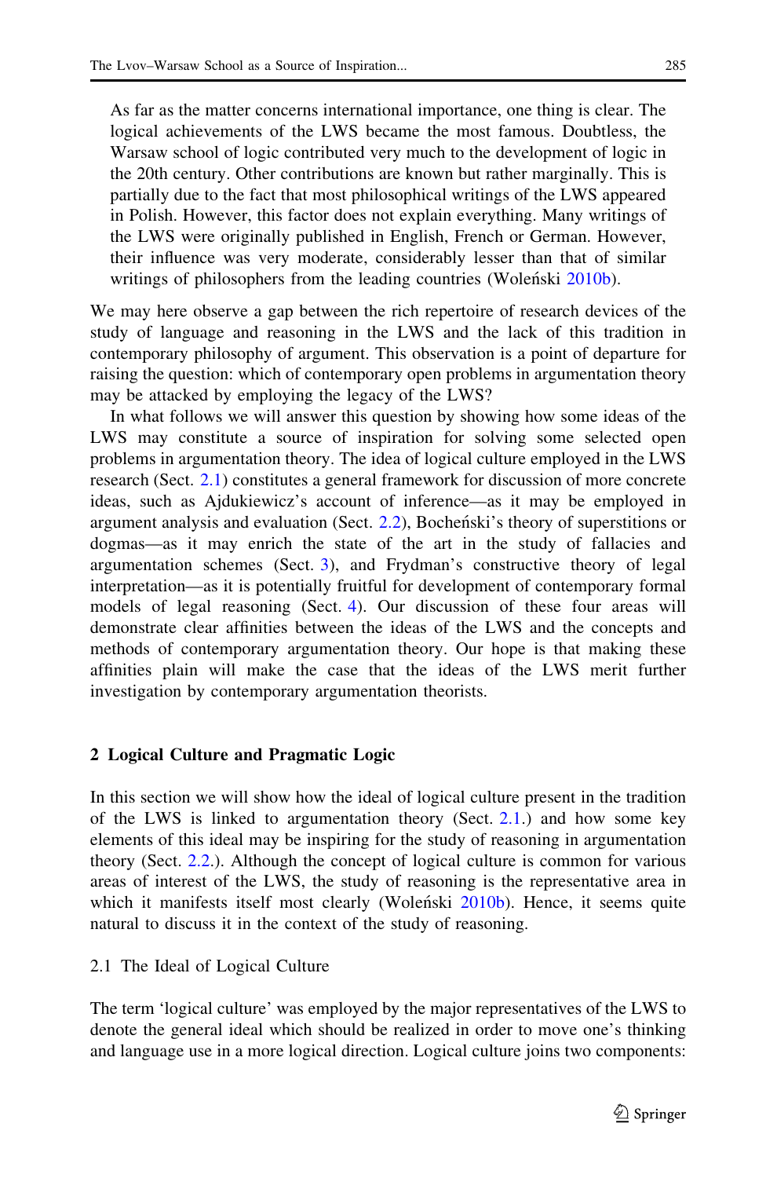> As far as the matter concerns international importance, one thing is clear. The logical achievements of the LWS became the most famous. Doubtless, the Warsaw school of logic contributed very much to the development of logic in the 20th century. Other contributions are known but rather marginally. This is partially due to the fact that most philosophical writings of the LWS appeared in Polish. However, this factor does not explain everything. Many writings of the LWS were originally published in English, French or German. However, their influence was very moderate, considerably lesser than that of similar writings of philosophers from the leading countries (Woleński 2010b).

We may here observe a gap between the rich repertoire of research devices of the study of language and reasoning in the LWS and the lack of this tradition in contemporary philosophy of argument. This observation is a point of departure for raising the question: which of contemporary open problems in argumentation theory may be attacked by employing the legacy of the LWS?

In what follows we will answer this question by showing how some ideas of the LWS may constitute a source of inspiration for solving some selected open problems in argumentation theory. The idea of logical culture employed in the LWS research (Sect. 2.1) constitutes a general framework for discussion of more concrete ideas, such as Ajdukiewicz's account of inference—as it may be employed in argument analysis and evaluation (Sect. 2.2), Bocheński's theory of superstitions or dogmas—as it may enrich the state of the art in the study of fallacies and argumentation schemes (Sect. 3), and Frydman's constructive theory of legal interpretation—as it is potentially fruitful for development of contemporary formal models of legal reasoning (Sect. 4). Our discussion of these four areas will demonstrate clear affinities between the ideas of the LWS and the concepts and methods of contemporary argumentation theory. Our hope is that making these affinities plain will make the case that the ideas of the LWS merit further investigation by contemporary argumentation theorists.

## 2 Logical Culture and Pragmatic Logic

In this section we will show how the ideal of logical culture present in the tradition of the LWS is linked to argumentation theory (Sect. 2.1.) and how some key elements of this ideal may be inspiring for the study of reasoning in argumentation theory (Sect. 2.2.). Although the concept of logical culture is common for various areas of interest of the LWS, the study of reasoning is the representative area in which it manifests itself most clearly (Woleński 2010b). Hence, it seems quite natural to discuss it in the context of the study of reasoning.

### 2.1 The Ideal of Logical Culture

The term 'logical culture' was employed by the major representatives of the LWS to denote the general ideal which should be realized in order to move one's thinking and language use in a more logical direction. Logical culture joins two components: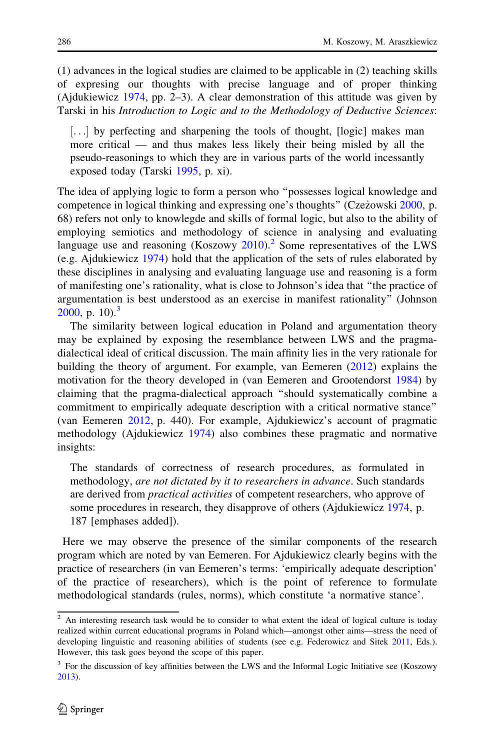(1) advances in the logical studies are claimed to be applicable in (2) teaching skills of expresing our thoughts with precise language and of proper thinking (Ajdukiewicz 1974, pp. 2–3). A clear demonstration of this attitude was given by Tarski in his *Introduction to Logic and to the Methodology of Deductive Sciences*:

> [...] by perfecting and sharpening the tools of thought, [logic] makes man more critical — and thus makes less likely their being misled by all the pseudo-reasonings to which they are in various parts of the world incessantly exposed today (Tarski 1995, p. xi).

The idea of applying logic to form a person who "possesses logical knowledge and competence in logical thinking and expressing one's thoughts" (Czeżowski 2000, p. 68) refers not only to knowlegde and skills of formal logic, but also to the ability of employing semiotics and methodology of science in analysing and evaluating language use and reasoning (Koszowy 2010).[2] Some representatives of the LWS (e.g. Ajdukiewicz 1974) hold that the application of the sets of rules elaborated by these disciplines in analysing and evaluating language use and reasoning is a form of manifesting one's rationality, what is close to Johnson's idea that "the practice of argumentation is best understood as an exercise in manifest rationality" (Johnson 2000, p. 10).[3]

The similarity between logical education in Poland and argumentation theory may be explained by exposing the resemblance between LWS and the pragma-dialectical ideal of critical discussion. The main affinity lies in the very rationale for building the theory of argument. For example, van Eemeren (2012) explains the motivation for the theory developed in (van Eemeren and Grootendorst 1984) by claiming that the pragma-dialectical approach "should systematically combine a commitment to empirically adequate description with a critical normative stance" (van Eemeren 2012, p. 440). For example, Ajdukiewicz's account of pragmatic methodology (Ajdukiewicz 1974) also combines these pragmatic and normative insights:

> The standards of correctness of research procedures, as formulated in methodology, *are not dictated by it to researchers in advance*. Such standards are derived from *practical activities* of competent researchers, who approve of some procedures in research, they disapprove of others (Ajdukiewicz 1974, p. 187 [emphases added]).

Here we may observe the presence of the similar components of the research program which are noted by van Eemeren. For Ajdukiewicz clearly begins with the practice of researchers (in van Eemeren's terms: 'empirically adequate description' of the practice of researchers), which is the point of reference to formulate methodological standards (rules, norms), which constitute 'a normative stance'.

---

[2] An interesting research task would be to consider to what extent the ideal of logical culture is today realized within current educational programs in Poland which—amongst other aims—stress the need of developing linguistic and reasoning abilities of students (see e.g. Federowicz and Sitek 2011, Eds.). However, this task goes beyond the scope of this paper.

[3] For the discussion of key affinities between the LWS and the Informal Logic Initiative see (Koszowy 2013).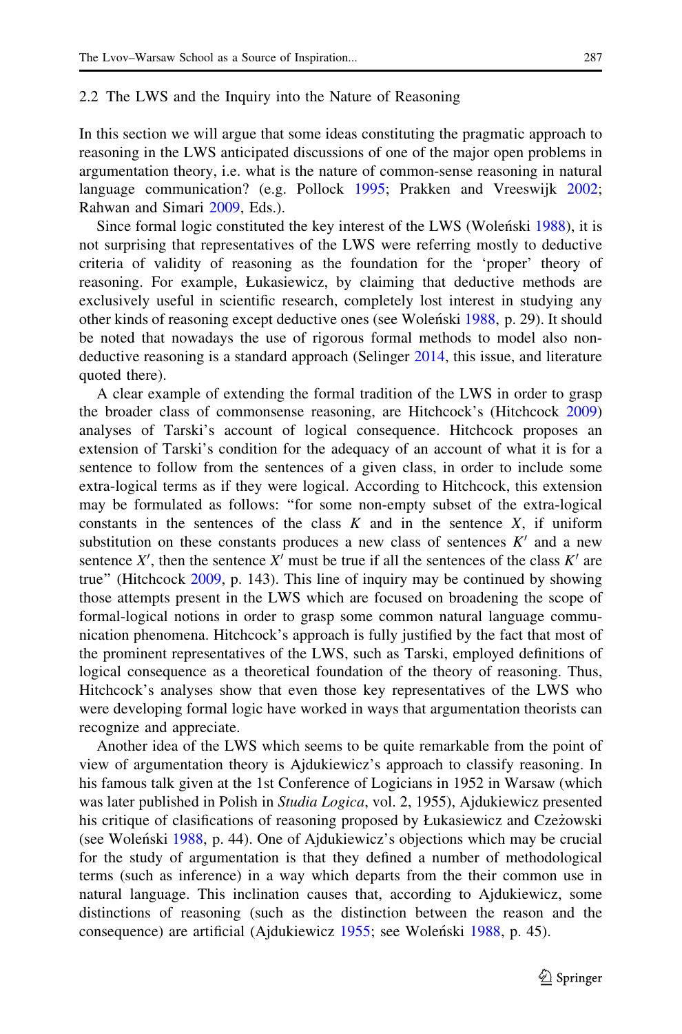## 2.2 The LWS and the Inquiry into the Nature of Reasoning

In this section we will argue that some ideas constituting the pragmatic approach to reasoning in the LWS anticipated discussions of one of the major open problems in argumentation theory, i.e. what is the nature of common-sense reasoning in natural language communication? (e.g. Pollock 1995; Prakken and Vreeswijk 2002; Rahwan and Simari 2009, Eds.).

Since formal logic constituted the key interest of the LWS (Woleński 1988), it is not surprising that representatives of the LWS were referring mostly to deductive criteria of validity of reasoning as the foundation for the 'proper' theory of reasoning. For example, Łukasiewicz, by claiming that deductive methods are exclusively useful in scientific research, completely lost interest in studying any other kinds of reasoning except deductive ones (see Woleński 1988, p. 29). It should be noted that nowadays the use of rigorous formal methods to model also non-deductive reasoning is a standard approach (Selinger 2014, this issue, and literature quoted there).

A clear example of extending the formal tradition of the LWS in order to grasp the broader class of commonsense reasoning, are Hitchcock's (Hitchcock 2009) analyses of Tarski's account of logical consequence. Hitchcock proposes an extension of Tarski's condition for the adequacy of an account of what it is for a sentence to follow from the sentences of a given class, in order to include some extra-logical terms as if they were logical. According to Hitchcock, this extension may be formulated as follows: "for some non-empty subset of the extra-logical constants in the sentences of the class $K$ and in the sentence $X$, if uniform substitution on these constants produces a new class of sentences $K'$ and a new sentence $X'$, then the sentence $X'$ must be true if all the sentences of the class $K'$ are true" (Hitchcock 2009, p. 143). This line of inquiry may be continued by showing those attempts present in the LWS which are focused on broadening the scope of formal-logical notions in order to grasp some common natural language communication phenomena. Hitchcock's approach is fully justified by the fact that most of the prominent representatives of the LWS, such as Tarski, employed definitions of logical consequence as a theoretical foundation of the theory of reasoning. Thus, Hitchcock's analyses show that even those key representatives of the LWS who were developing formal logic have worked in ways that argumentation theorists can recognize and appreciate.

Another idea of the LWS which seems to be quite remarkable from the point of view of argumentation theory is Ajdukiewicz's approach to classify reasoning. In his famous talk given at the 1st Conference of Logicians in 1952 in Warsaw (which was later published in Polish in *Studia Logica*, vol. 2, 1955), Ajdukiewicz presented his critique of clasifications of reasoning proposed by Łukasiewicz and Czeżowski (see Woleński 1988, p. 44). One of Ajdukiewicz's objections which may be crucial for the study of argumentation is that they defined a number of methodological terms (such as inference) in a way which departs from the their common use in natural language. This inclination causes that, according to Ajdukiewicz, some distinctions of reasoning (such as the distinction between the reason and the consequence) are artificial (Ajdukiewicz 1955; see Woleński 1988, p. 45).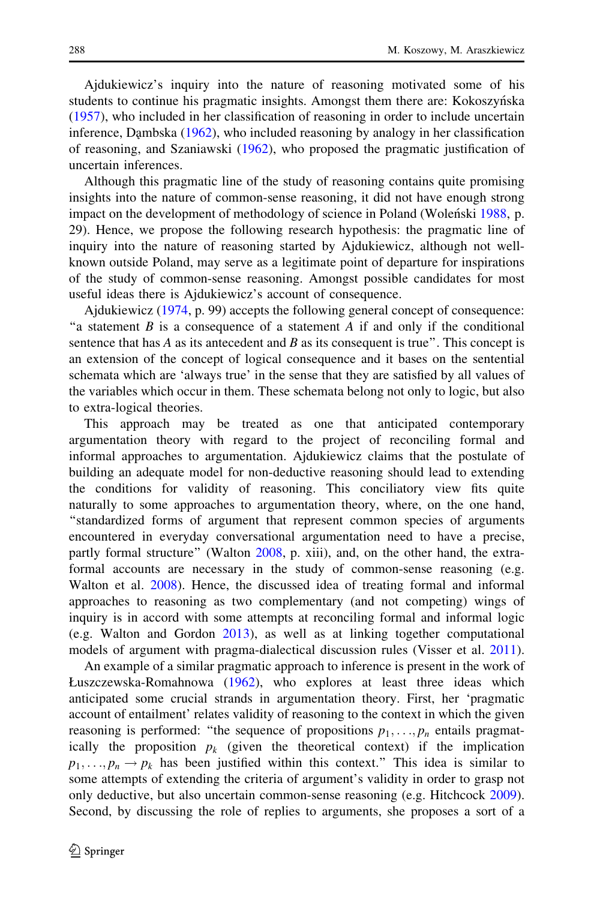Ajdukiewicz's inquiry into the nature of reasoning motivated some of his students to continue his pragmatic insights. Amongst them there are: Kokoszyńska (1957), who included in her classification of reasoning in order to include uncertain inference, Dąmbska (1962), who included reasoning by analogy in her classification of reasoning, and Szaniawski (1962), who proposed the pragmatic justification of uncertain inferences.

Although this pragmatic line of the study of reasoning contains quite promising insights into the nature of common-sense reasoning, it did not have enough strong impact on the development of methodology of science in Poland (Woleński 1988, p. 29). Hence, we propose the following research hypothesis: the pragmatic line of inquiry into the nature of reasoning started by Ajdukiewicz, although not well-known outside Poland, may serve as a legitimate point of departure for inspirations of the study of common-sense reasoning. Amongst possible candidates for most useful ideas there is Ajdukiewicz's account of consequence.

Ajdukiewicz (1974, p. 99) accepts the following general concept of consequence: "a statement *B* is a consequence of a statement *A* if and only if the conditional sentence that has *A* as its antecedent and *B* as its consequent is true". This concept is an extension of the concept of logical consequence and it bases on the sentential schemata which are 'always true' in the sense that they are satisfied by all values of the variables which occur in them. These schemata belong not only to logic, but also to extra-logical theories.

This approach may be treated as one that anticipated contemporary argumentation theory with regard to the project of reconciling formal and informal approaches to argumentation. Ajdukiewicz claims that the postulate of building an adequate model for non-deductive reasoning should lead to extending the conditions for validity of reasoning. This conciliatory view fits quite naturally to some approaches to argumentation theory, where, on the one hand, "standardized forms of argument that represent common species of arguments encountered in everyday conversational argumentation need to have a precise, partly formal structure" (Walton 2008, p. xiii), and, on the other hand, the extra-formal accounts are necessary in the study of common-sense reasoning (e.g. Walton et al. 2008). Hence, the discussed idea of treating formal and informal approaches to reasoning as two complementary (and not competing) wings of inquiry is in accord with some attempts at reconciling formal and informal logic (e.g. Walton and Gordon 2013), as well as at linking together computational models of argument with pragma-dialectical discussion rules (Visser et al. 2011).

An example of a similar pragmatic approach to inference is present in the work of Łuszczewska-Romahnowa (1962), who explores at least three ideas which anticipated some crucial strands in argumentation theory. First, her 'pragmatic account of entailment' relates validity of reasoning to the context in which the given reasoning is performed: "the sequence of propositions $p_1, \ldots, p_n$ entails pragmatically the proposition $p_k$ (given the theoretical context) if the implication $p_1, \ldots, p_n \rightarrow p_k$ has been justified within this context." This idea is similar to some attempts of extending the criteria of argument's validity in order to grasp not only deductive, but also uncertain common-sense reasoning (e.g. Hitchcock 2009). Second, by discussing the role of replies to arguments, she proposes a sort of a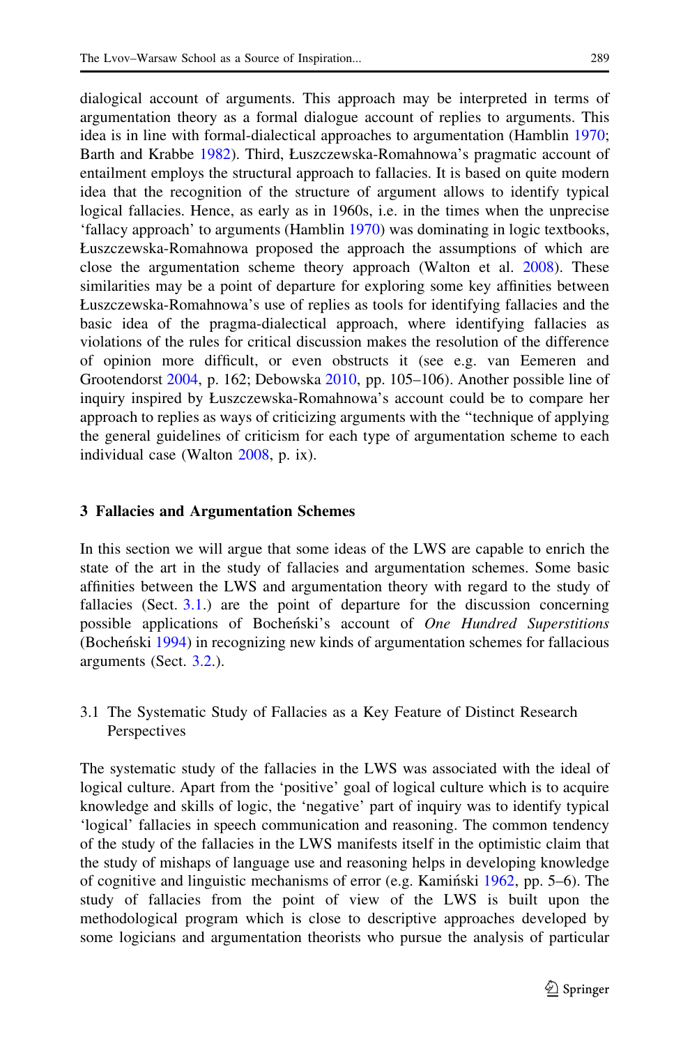dialogical account of arguments. This approach may be interpreted in terms of argumentation theory as a formal dialogue account of replies to arguments. This idea is in line with formal-dialectical approaches to argumentation (Hamblin 1970; Barth and Krabbe 1982). Third, Łuszczewska-Romahnowa's pragmatic account of entailment employs the structural approach to fallacies. It is based on quite modern idea that the recognition of the structure of argument allows to identify typical logical fallacies. Hence, as early as in 1960s, i.e. in the times when the unprecise 'fallacy approach' to arguments (Hamblin 1970) was dominating in logic textbooks, Łuszczewska-Romahnowa proposed the approach the assumptions of which are close the argumentation scheme theory approach (Walton et al. 2008). These similarities may be a point of departure for exploring some key affinities between Łuszczewska-Romahnowa's use of replies as tools for identifying fallacies and the basic idea of the pragma-dialectical approach, where identifying fallacies as violations of the rules for critical discussion makes the resolution of the difference of opinion more difficult, or even obstructs it (see e.g. van Eemeren and Grootendorst 2004, p. 162; Debowska 2010, pp. 105–106). Another possible line of inquiry inspired by Łuszczewska-Romahnowa's account could be to compare her approach to replies as ways of criticizing arguments with the "technique of applying the general guidelines of criticism for each type of argumentation scheme to each individual case (Walton 2008, p. ix).

## 3 Fallacies and Argumentation Schemes

In this section we will argue that some ideas of the LWS are capable to enrich the state of the art in the study of fallacies and argumentation schemes. Some basic affinities between the LWS and argumentation theory with regard to the study of fallacies (Sect. 3.1.) are the point of departure for the discussion concerning possible applications of Bocheński's account of *One Hundred Superstitions* (Bocheński 1994) in recognizing new kinds of argumentation schemes for fallacious arguments (Sect. 3.2.).

### 3.1 The Systematic Study of Fallacies as a Key Feature of Distinct Research Perspectives

The systematic study of the fallacies in the LWS was associated with the ideal of logical culture. Apart from the 'positive' goal of logical culture which is to acquire knowledge and skills of logic, the 'negative' part of inquiry was to identify typical 'logical' fallacies in speech communication and reasoning. The common tendency of the study of the fallacies in the LWS manifests itself in the optimistic claim that the study of mishaps of language use and reasoning helps in developing knowledge of cognitive and linguistic mechanisms of error (e.g. Kamiński 1962, pp. 5–6). The study of fallacies from the point of view of the LWS is built upon the methodological program which is close to descriptive approaches developed by some logicians and argumentation theorists who pursue the analysis of particular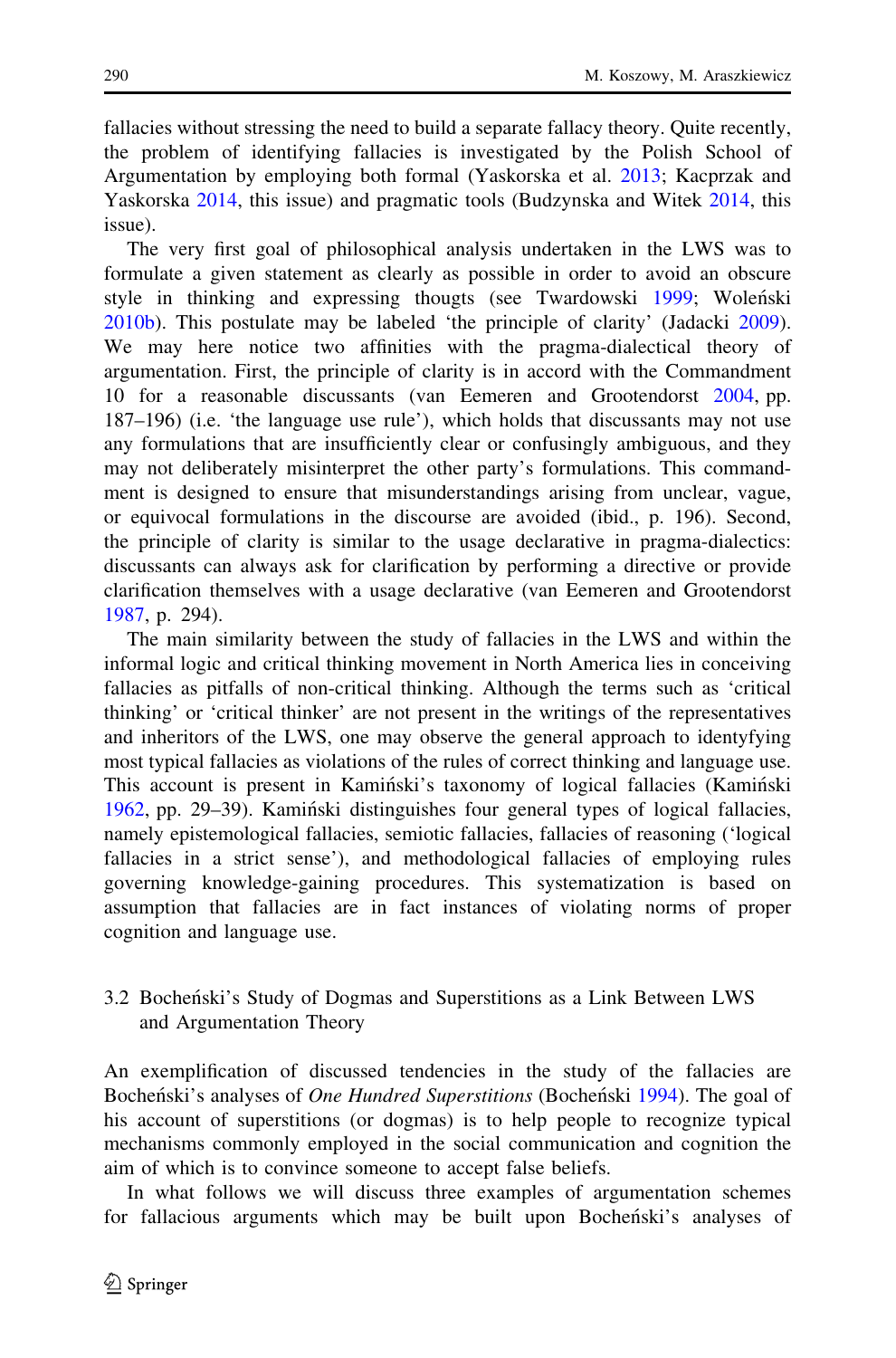fallacies without stressing the need to build a separate fallacy theory. Quite recently, the problem of identifying fallacies is investigated by the Polish School of Argumentation by employing both formal (Yaskorska et al. 2013; Kacprzak and Yaskorska 2014, this issue) and pragmatic tools (Budzynska and Witek 2014, this issue).

The very first goal of philosophical analysis undertaken in the LWS was to formulate a given statement as clearly as possible in order to avoid an obscure style in thinking and expressing thougts (see Twardowski 1999; Woleński 2010b). This postulate may be labeled 'the principle of clarity' (Jadacki 2009). We may here notice two affinities with the pragma-dialectical theory of argumentation. First, the principle of clarity is in accord with the Commandment 10 for a reasonable discussants (van Eemeren and Grootendorst 2004, pp. 187–196) (i.e. 'the language use rule'), which holds that discussants may not use any formulations that are insufficiently clear or confusingly ambiguous, and they may not deliberately misinterpret the other party's formulations. This commandment is designed to ensure that misunderstandings arising from unclear, vague, or equivocal formulations in the discourse are avoided (ibid., p. 196). Second, the principle of clarity is similar to the usage declarative in pragma-dialectics: discussants can always ask for clarification by performing a directive or provide clarification themselves with a usage declarative (van Eemeren and Grootendorst 1987, p. 294).

The main similarity between the study of fallacies in the LWS and within the informal logic and critical thinking movement in North America lies in conceiving fallacies as pitfalls of non-critical thinking. Although the terms such as 'critical thinking' or 'critical thinker' are not present in the writings of the representatives and inheritors of the LWS, one may observe the general approach to identyfying most typical fallacies as violations of the rules of correct thinking and language use. This account is present in Kamiński's taxonomy of logical fallacies (Kamiński 1962, pp. 29–39). Kamiński distinguishes four general types of logical fallacies, namely epistemological fallacies, semiotic fallacies, fallacies of reasoning ('logical fallacies in a strict sense'), and methodological fallacies of employing rules governing knowledge-gaining procedures. This systematization is based on assumption that fallacies are in fact instances of violating norms of proper cognition and language use.

### 3.2 Bocheński's Study of Dogmas and Superstitions as a Link Between LWS and Argumentation Theory

An exemplification of discussed tendencies in the study of the fallacies are Bocheński's analyses of *One Hundred Superstitions* (Bocheński 1994). The goal of his account of superstitions (or dogmas) is to help people to recognize typical mechanisms commonly employed in the social communication and cognition the aim of which is to convince someone to accept false beliefs.

In what follows we will discuss three examples of argumentation schemes for fallacious arguments which may be built upon Bocheński's analyses of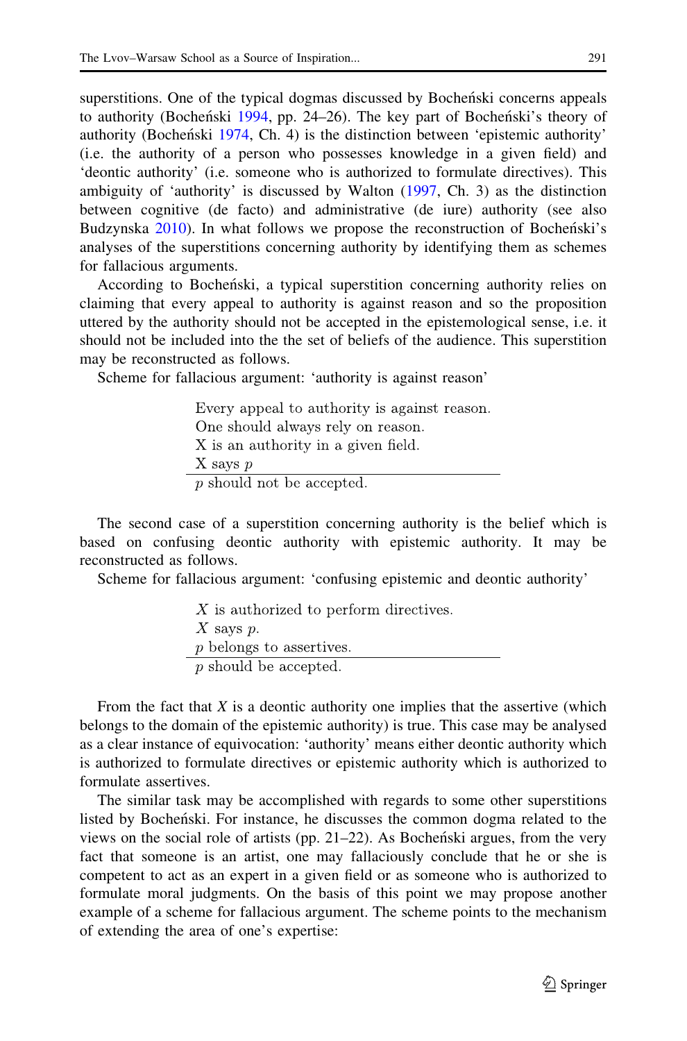superstitions. One of the typical dogmas discussed by Bocheński concerns appeals to authority (Bocheński 1994, pp. 24–26). The key part of Bocheński's theory of authority (Bocheński 1974, Ch. 4) is the distinction between 'epistemic authority' (i.e. the authority of a person who possesses knowledge in a given field) and 'deontic authority' (i.e. someone who is authorized to formulate directives). This ambiguity of 'authority' is discussed by Walton (1997, Ch. 3) as the distinction between cognitive (de facto) and administrative (de iure) authority (see also Budzynska 2010). In what follows we propose the reconstruction of Bocheński's analyses of the superstitions concerning authority by identifying them as schemes for fallacious arguments.

According to Bocheński, a typical superstition concerning authority relies on claiming that every appeal to authority is against reason and so the proposition uttered by the authority should not be accepted in the epistemological sense, i.e. it should not be included into the the set of beliefs of the audience. This superstition may be reconstructed as follows.

Scheme for fallacious argument: 'authority is against reason'

> Every appeal to authority is against reason.
> One should always rely on reason.
> X is an authority in a given field.
> X says $p$
> ___
> $p$ should not be accepted.

The second case of a superstition concerning authority is the belief which is based on confusing deontic authority with epistemic authority. It may be reconstructed as follows.

Scheme for fallacious argument: 'confusing epistemic and deontic authority'

> $X$ is authorized to perform directives.
> $X$ says $p$.
> $p$ belongs to assertives.
> ___
> $p$ should be accepted.

From the fact that $X$ is a deontic authority one implies that the assertive (which belongs to the domain of the epistemic authority) is true. This case may be analysed as a clear instance of equivocation: 'authority' means either deontic authority which is authorized to formulate directives or epistemic authority which is authorized to formulate assertives.

The similar task may be accomplished with regards to some other superstitions listed by Bocheński. For instance, he discusses the common dogma related to the views on the social role of artists (pp. 21–22). As Bocheński argues, from the very fact that someone is an artist, one may fallaciously conclude that he or she is competent to act as an expert in a given field or as someone who is authorized to formulate moral judgments. On the basis of this point we may propose another example of a scheme for fallacious argument. The scheme points to the mechanism of extending the area of one's expertise: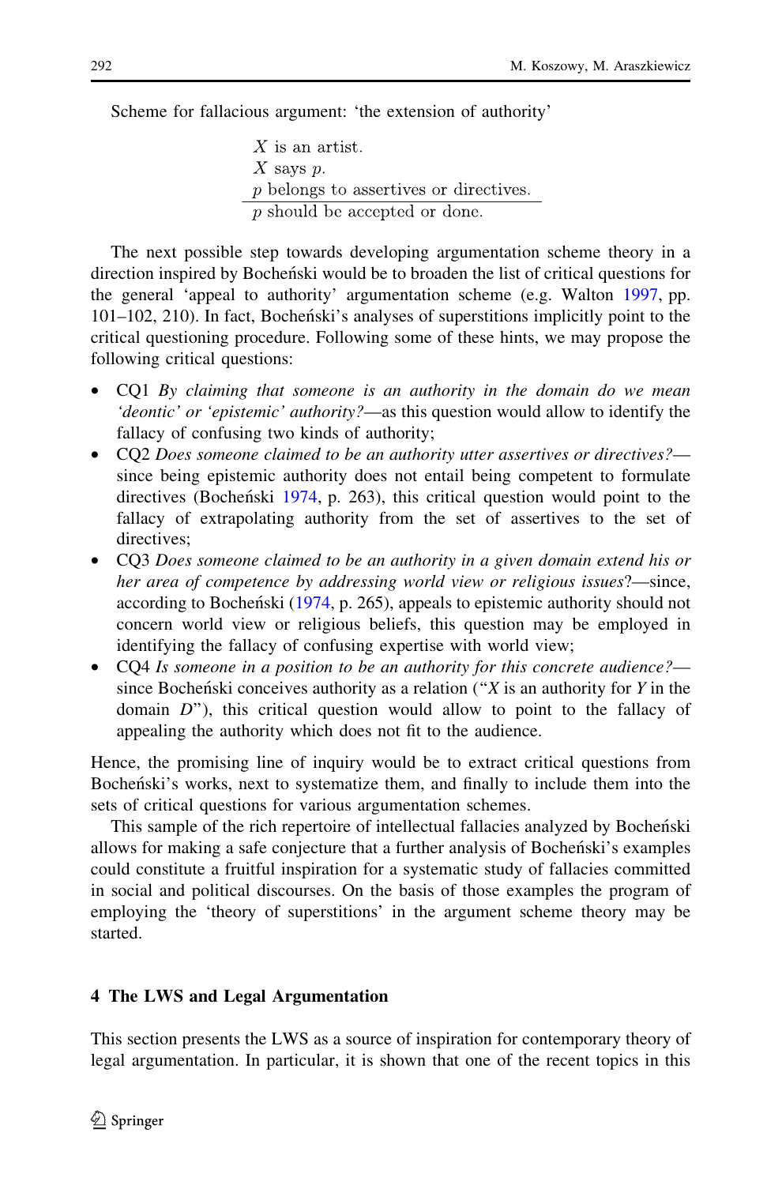Scheme for fallacious argument: 'the extension of authority'

> $X$ is an artist.
> $X$ says $p$.
> $p$ belongs to assertives or directives.
> ---
> $p$ should be accepted or done.

The next possible step towards developing argumentation scheme theory in a direction inspired by Bocheński would be to broaden the list of critical questions for the general 'appeal to authority' argumentation scheme (e.g. Walton 1997, pp. 101–102, 210). In fact, Bocheński's analyses of superstitions implicitly point to the critical questioning procedure. Following some of these hints, we may propose the following critical questions:

- CQ1 *By claiming that someone is an authority in the domain do we mean 'deontic' or 'epistemic' authority?*—as this question would allow to identify the fallacy of confusing two kinds of authority;
- CQ2 *Does someone claimed to be an authority utter assertives or directives?*—since being epistemic authority does not entail being competent to formulate directives (Bocheński 1974, p. 263), this critical question would point to the fallacy of extrapolating authority from the set of assertives to the set of directives;
- CQ3 *Does someone claimed to be an authority in a given domain extend his or her area of competence by addressing world view or religious issues*?—since, according to Bocheński (1974, p. 265), appeals to epistemic authority should not concern world view or religious beliefs, this question may be employed in identifying the fallacy of confusing expertise with world view;
- CQ4 *Is someone in a position to be an authority for this concrete audience?*—since Bocheński conceives authority as a relation ("$X$ is an authority for $Y$ in the domain $D$"), this critical question would allow to point to the fallacy of appealing the authority which does not fit to the audience.

Hence, the promising line of inquiry would be to extract critical questions from Bocheński's works, next to systematize them, and finally to include them into the sets of critical questions for various argumentation schemes.

This sample of the rich repertoire of intellectual fallacies analyzed by Bocheński allows for making a safe conjecture that a further analysis of Bocheński's examples could constitute a fruitful inspiration for a systematic study of fallacies committed in social and political discourses. On the basis of those examples the program of employing the 'theory of superstitions' in the argument scheme theory may be started.

## 4 The LWS and Legal Argumentation

This section presents the LWS as a source of inspiration for contemporary theory of legal argumentation. In particular, it is shown that one of the recent topics in this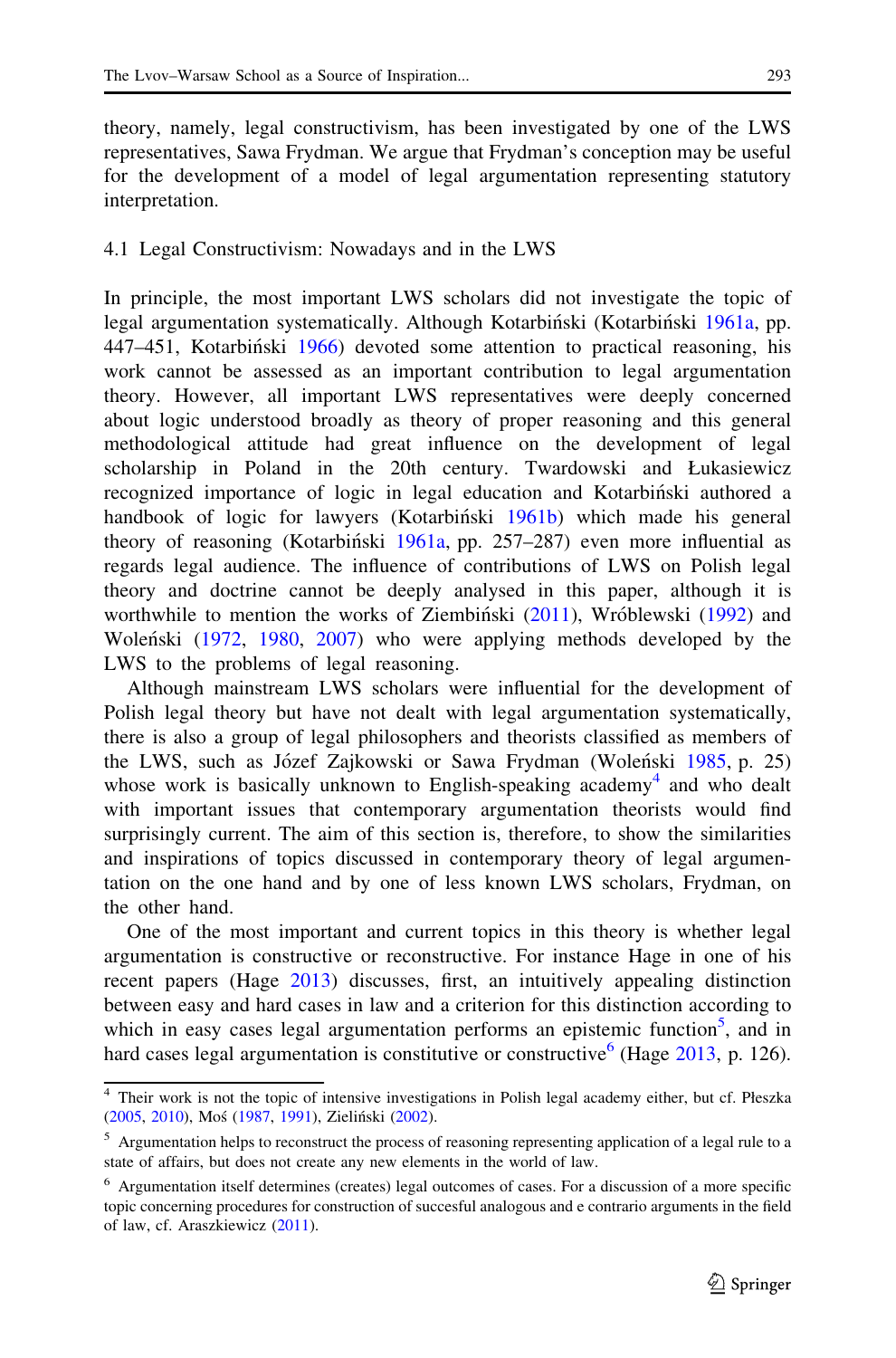theory, namely, legal constructivism, has been investigated by one of the LWS representatives, Sawa Frydman. We argue that Frydman's conception may be useful for the development of a model of legal argumentation representing statutory interpretation.

### 4.1 Legal Constructivism: Nowadays and in the LWS

In principle, the most important LWS scholars did not investigate the topic of legal argumentation systematically. Although Kotarbiński (Kotarbiński 1961a, pp. 447–451, Kotarbiński 1966) devoted some attention to practical reasoning, his work cannot be assessed as an important contribution to legal argumentation theory. However, all important LWS representatives were deeply concerned about logic understood broadly as theory of proper reasoning and this general methodological attitude had great influence on the development of legal scholarship in Poland in the 20th century. Twardowski and Łukasiewicz recognized importance of logic in legal education and Kotarbiński authored a handbook of logic for lawyers (Kotarbiński 1961b) which made his general theory of reasoning (Kotarbiński 1961a, pp. 257–287) even more influential as regards legal audience. The influence of contributions of LWS on Polish legal theory and doctrine cannot be deeply analysed in this paper, although it is worthwhile to mention the works of Ziembiński (2011), Wróblewski (1992) and Woleński (1972, 1980, 2007) who were applying methods developed by the LWS to the problems of legal reasoning.

Although mainstream LWS scholars were influential for the development of Polish legal theory but have not dealt with legal argumentation systematically, there is also a group of legal philosophers and theorists classified as members of the LWS, such as Józef Zajkowski or Sawa Frydman (Woleński 1985, p. 25) whose work is basically unknown to English-speaking academy[4] and who dealt with important issues that contemporary argumentation theorists would find surprisingly current. The aim of this section is, therefore, to show the similarities and inspirations of topics discussed in contemporary theory of legal argumentation on the one hand and by one of less known LWS scholars, Frydman, on the other hand.

One of the most important and current topics in this theory is whether legal argumentation is constructive or reconstructive. For instance Hage in one of his recent papers (Hage 2013) discusses, first, an intuitively appealing distinction between easy and hard cases in law and a criterion for this distinction according to which in easy cases legal argumentation performs an epistemic function[5], and in hard cases legal argumentation is constitutive or constructive[6] (Hage 2013, p. 126).

[4] Their work is not the topic of intensive investigations in Polish legal academy either, but cf. Płeszka (2005, 2010), Moś (1987, 1991), Zieliński (2002).

[5] Argumentation helps to reconstruct the process of reasoning representing application of a legal rule to a state of affairs, but does not create any new elements in the world of law.

[6] Argumentation itself determines (creates) legal outcomes of cases. For a discussion of a more specific topic concerning procedures for construction of succesful analogous and e contrario arguments in the field of law, cf. Araszkiewicz (2011).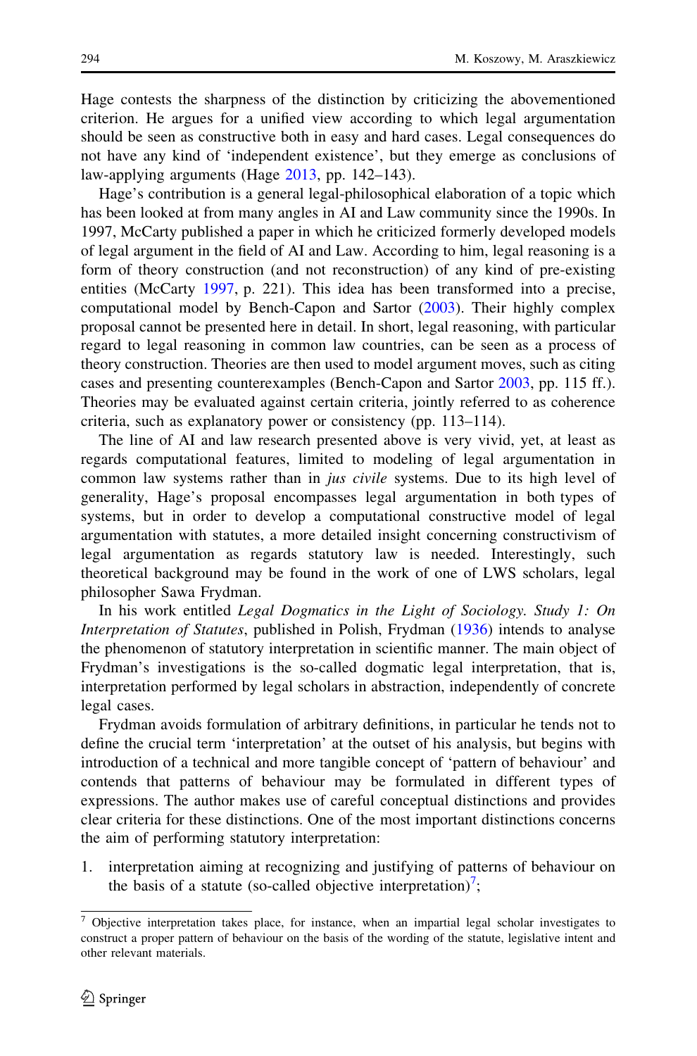Hage contests the sharpness of the distinction by criticizing the abovementioned criterion. He argues for a unified view according to which legal argumentation should be seen as constructive both in easy and hard cases. Legal consequences do not have any kind of 'independent existence', but they emerge as conclusions of law-applying arguments (Hage 2013, pp. 142–143).

Hage's contribution is a general legal-philosophical elaboration of a topic which has been looked at from many angles in AI and Law community since the 1990s. In 1997, McCarty published a paper in which he criticized formerly developed models of legal argument in the field of AI and Law. According to him, legal reasoning is a form of theory construction (and not reconstruction) of any kind of pre-existing entities (McCarty 1997, p. 221). This idea has been transformed into a precise, computational model by Bench-Capon and Sartor (2003). Their highly complex proposal cannot be presented here in detail. In short, legal reasoning, with particular regard to legal reasoning in common law countries, can be seen as a process of theory construction. Theories are then used to model argument moves, such as citing cases and presenting counterexamples (Bench-Capon and Sartor 2003, pp. 115 ff.). Theories may be evaluated against certain criteria, jointly referred to as coherence criteria, such as explanatory power or consistency (pp. 113–114).

The line of AI and law research presented above is very vivid, yet, at least as regards computational features, limited to modeling of legal argumentation in common law systems rather than in *jus civile* systems. Due to its high level of generality, Hage's proposal encompasses legal argumentation in both types of systems, but in order to develop a computational constructive model of legal argumentation with statutes, a more detailed insight concerning constructivism of legal argumentation as regards statutory law is needed. Interestingly, such theoretical background may be found in the work of one of LWS scholars, legal philosopher Sawa Frydman.

In his work entitled *Legal Dogmatics in the Light of Sociology. Study 1: On Interpretation of Statutes*, published in Polish, Frydman (1936) intends to analyse the phenomenon of statutory interpretation in scientific manner. The main object of Frydman's investigations is the so-called dogmatic legal interpretation, that is, interpretation performed by legal scholars in abstraction, independently of concrete legal cases.

Frydman avoids formulation of arbitrary definitions, in particular he tends not to define the crucial term 'interpretation' at the outset of his analysis, but begins with introduction of a technical and more tangible concept of 'pattern of behaviour' and contends that patterns of behaviour may be formulated in different types of expressions. The author makes use of careful conceptual distinctions and provides clear criteria for these distinctions. One of the most important distinctions concerns the aim of performing statutory interpretation:

1. interpretation aiming at recognizing and justifying of patterns of behaviour on the basis of a statute (so-called objective interpretation)[7];

[7] Objective interpretation takes place, for instance, when an impartial legal scholar investigates to construct a proper pattern of behaviour on the basis of the wording of the statute, legislative intent and other relevant materials.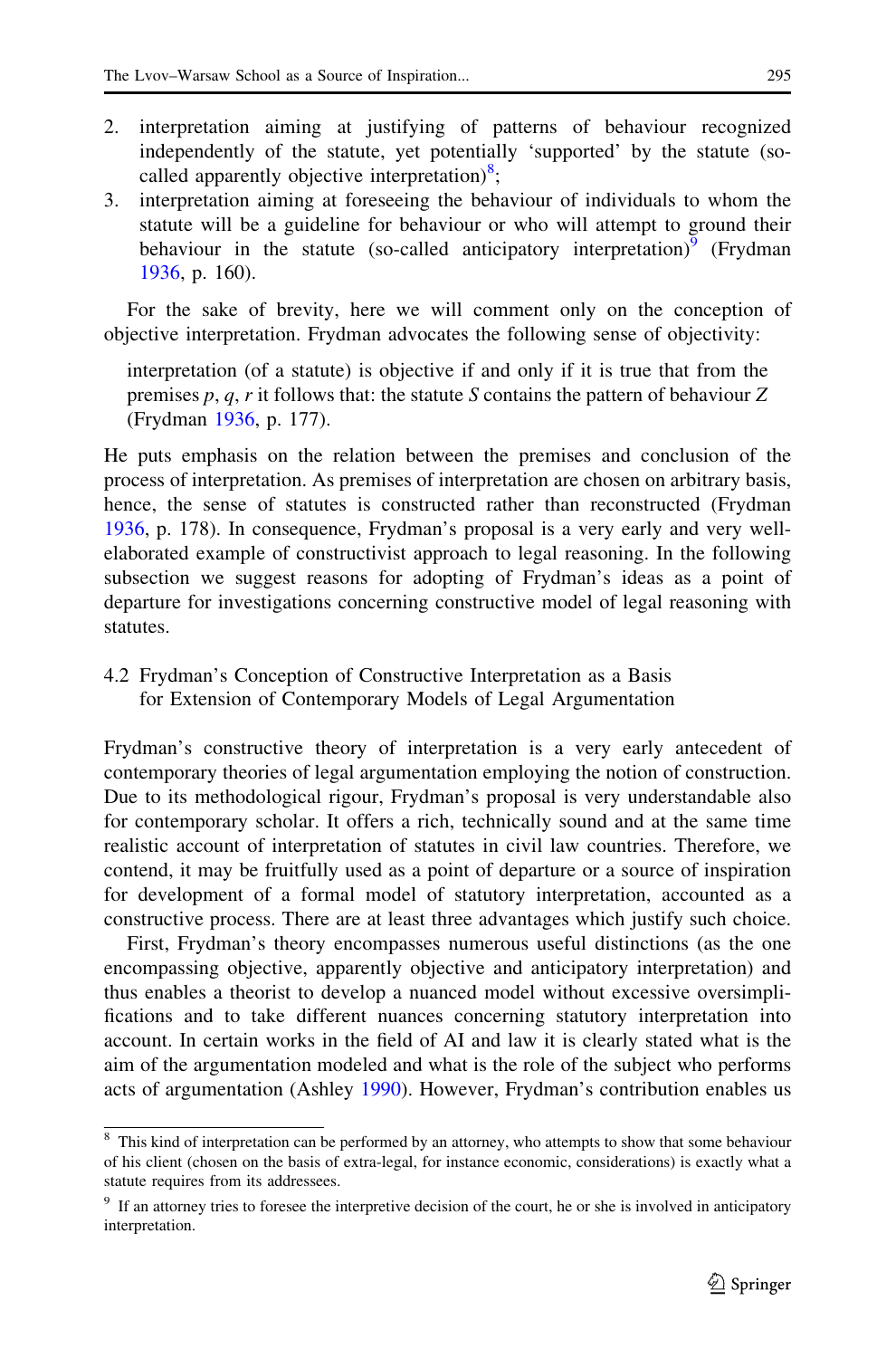2. interpretation aiming at justifying of patterns of behaviour recognized independently of the statute, yet potentially 'supported' by the statute (so-called apparently objective interpretation)[8];
3. interpretation aiming at foreseeing the behaviour of individuals to whom the statute will be a guideline for behaviour or who will attempt to ground their behaviour in the statute (so-called anticipatory interpretation)[9] (Frydman 1936, p. 160).

For the sake of brevity, here we will comment only on the conception of objective interpretation. Frydman advocates the following sense of objectivity:

> interpretation (of a statute) is objective if and only if it is true that from the premises *p*, *q*, *r* it follows that: the statute *S* contains the pattern of behaviour *Z* (Frydman 1936, p. 177).

He puts emphasis on the relation between the premises and conclusion of the process of interpretation. As premises of interpretation are chosen on arbitrary basis, hence, the sense of statutes is constructed rather than reconstructed (Frydman 1936, p. 178). In consequence, Frydman's proposal is a very early and very well-elaborated example of constructivist approach to legal reasoning. In the following subsection we suggest reasons for adopting of Frydman's ideas as a point of departure for investigations concerning constructive model of legal reasoning with statutes.

### 4.2 Frydman's Conception of Constructive Interpretation as a Basis for Extension of Contemporary Models of Legal Argumentation

Frydman's constructive theory of interpretation is a very early antecedent of contemporary theories of legal argumentation employing the notion of construction. Due to its methodological rigour, Frydman's proposal is very understandable also for contemporary scholar. It offers a rich, technically sound and at the same time realistic account of interpretation of statutes in civil law countries. Therefore, we contend, it may be fruitfully used as a point of departure or a source of inspiration for development of a formal model of statutory interpretation, accounted as a constructive process. There are at least three advantages which justify such choice.

First, Frydman's theory encompasses numerous useful distinctions (as the one encompassing objective, apparently objective and anticipatory interpretation) and thus enables a theorist to develop a nuanced model without excessive oversimplifications and to take different nuances concerning statutory interpretation into account. In certain works in the field of AI and law it is clearly stated what is the aim of the argumentation modeled and what is the role of the subject who performs acts of argumentation (Ashley 1990). However, Frydman's contribution enables us

---

[8] This kind of interpretation can be performed by an attorney, who attempts to show that some behaviour of his client (chosen on the basis of extra-legal, for instance economic, considerations) is exactly what a statute requires from its addressees.

[9] If an attorney tries to foresee the interpretive decision of the court, he or she is involved in anticipatory interpretation.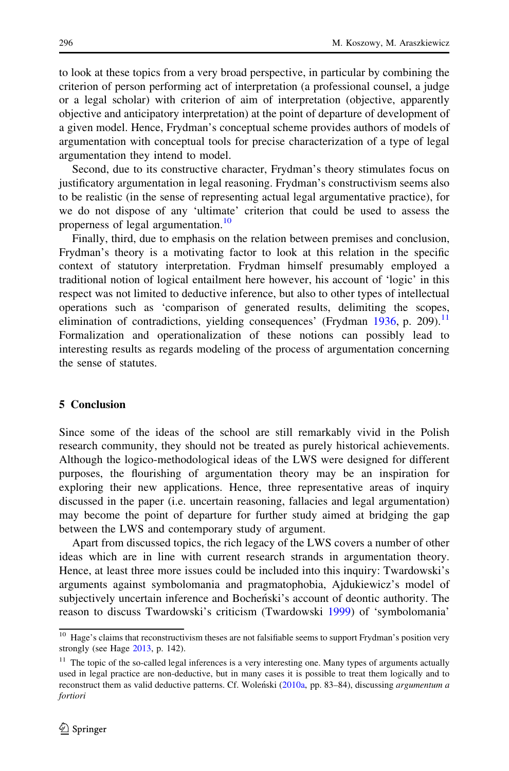to look at these topics from a very broad perspective, in particular by combining the criterion of person performing act of interpretation (a professional counsel, a judge or a legal scholar) with criterion of aim of interpretation (objective, apparently objective and anticipatory interpretation) at the point of departure of development of a given model. Hence, Frydman's conceptual scheme provides authors of models of argumentation with conceptual tools for precise characterization of a type of legal argumentation they intend to model.

Second, due to its constructive character, Frydman's theory stimulates focus on justificatory argumentation in legal reasoning. Frydman's constructivism seems also to be realistic (in the sense of representing actual legal argumentative practice), for we do not dispose of any 'ultimate' criterion that could be used to assess the properness of legal argumentation.[10]

Finally, third, due to emphasis on the relation between premises and conclusion, Frydman's theory is a motivating factor to look at this relation in the specific context of statutory interpretation. Frydman himself presumably employed a traditional notion of logical entailment here however, his account of 'logic' in this respect was not limited to deductive inference, but also to other types of intellectual operations such as 'comparison of generated results, delimiting the scopes, elimination of contradictions, yielding consequences' (Frydman 1936, p. 209).[11] Formalization and operationalization of these notions can possibly lead to interesting results as regards modeling of the process of argumentation concerning the sense of statutes.

## 5 Conclusion

Since some of the ideas of the school are still remarkably vivid in the Polish research community, they should not be treated as purely historical achievements. Although the logico-methodological ideas of the LWS were designed for different purposes, the flourishing of argumentation theory may be an inspiration for exploring their new applications. Hence, three representative areas of inquiry discussed in the paper (i.e. uncertain reasoning, fallacies and legal argumentation) may become the point of departure for further study aimed at bridging the gap between the LWS and contemporary study of argument.

Apart from discussed topics, the rich legacy of the LWS covers a number of other ideas which are in line with current research strands in argumentation theory. Hence, at least three more issues could be included into this inquiry: Twardowski's arguments against symbolomania and pragmatophobia, Ajdukiewicz's model of subjectively uncertain inference and Bocheński's account of deontic authority. The reason to discuss Twardowski's criticism (Twardowski 1999) of 'symbolomania'

[10] Hage's claims that reconstructivism theses are not falsifiable seems to support Frydman's position very strongly (see Hage 2013, p. 142).

[11] The topic of the so-called legal inferences is a very interesting one. Many types of arguments actually used in legal practice are non-deductive, but in many cases it is possible to treat them logically and to reconstruct them as valid deductive patterns. Cf. Woleński (2010a, pp. 83–84), discussing *argumentum a fortiori*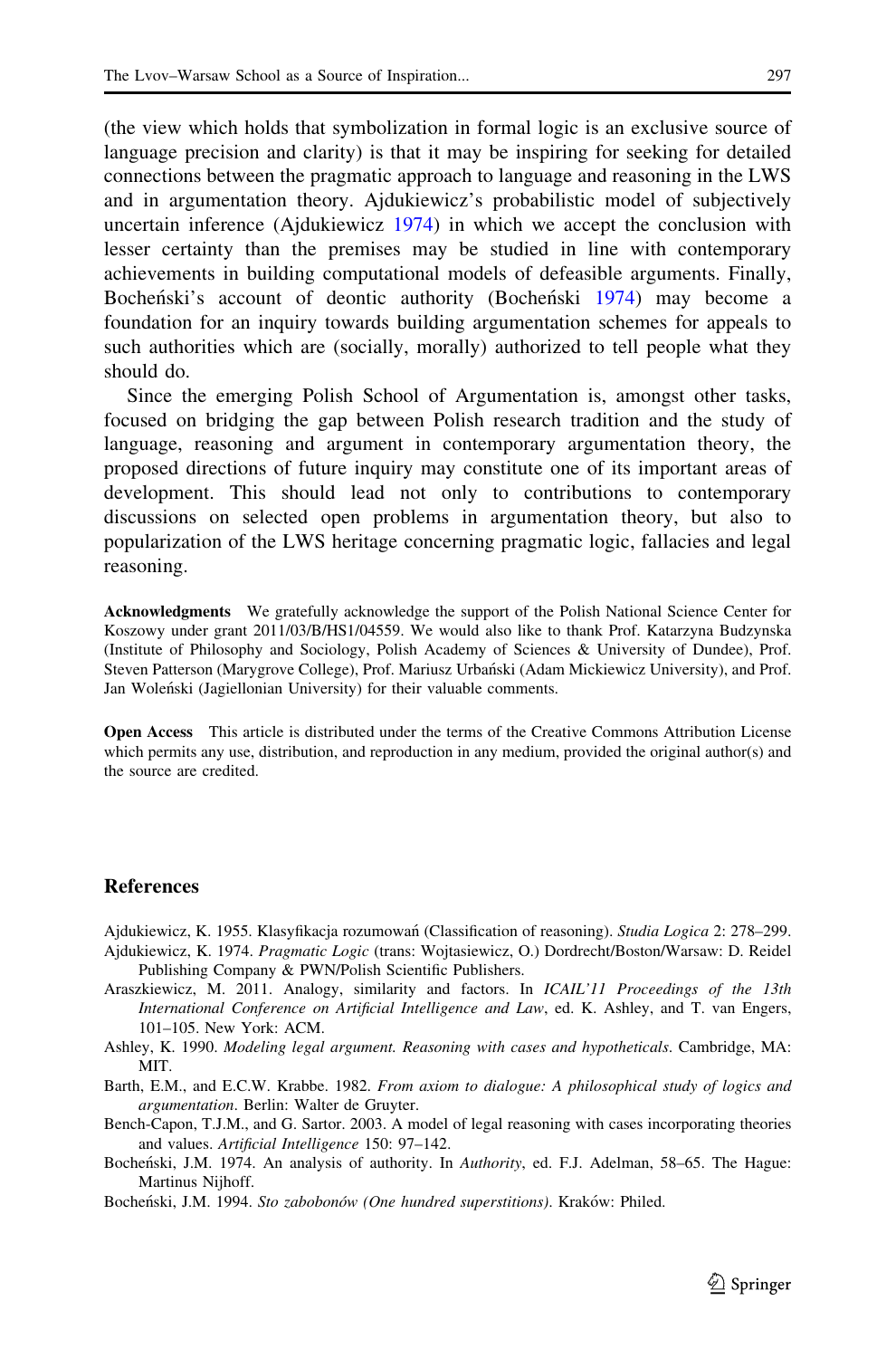(the view which holds that symbolization in formal logic is an exclusive source of language precision and clarity) is that it may be inspiring for seeking for detailed connections between the pragmatic approach to language and reasoning in the LWS and in argumentation theory. Ajdukiewicz's probabilistic model of subjectively uncertain inference (Ajdukiewicz 1974) in which we accept the conclusion with lesser certainty than the premises may be studied in line with contemporary achievements in building computational models of defeasible arguments. Finally, Bocheński's account of deontic authority (Bocheński 1974) may become a foundation for an inquiry towards building argumentation schemes for appeals to such authorities which are (socially, morally) authorized to tell people what they should do.

Since the emerging Polish School of Argumentation is, amongst other tasks, focused on bridging the gap between Polish research tradition and the study of language, reasoning and argument in contemporary argumentation theory, the proposed directions of future inquiry may constitute one of its important areas of development. This should lead not only to contributions to contemporary discussions on selected open problems in argumentation theory, but also to popularization of the LWS heritage concerning pragmatic logic, fallacies and legal reasoning.

**Acknowledgments** We gratefully acknowledge the support of the Polish National Science Center for Koszowy under grant 2011/03/B/HS1/04559. We would also like to thank Prof. Katarzyna Budzynska (Institute of Philosophy and Sociology, Polish Academy of Sciences & University of Dundee), Prof. Steven Patterson (Marygrove College), Prof. Mariusz Urbański (Adam Mickiewicz University), and Prof. Jan Woleński (Jagiellonian University) for their valuable comments.

**Open Access** This article is distributed under the terms of the Creative Commons Attribution License which permits any use, distribution, and reproduction in any medium, provided the original author(s) and the source are credited.

## References

Ajdukiewicz, K. 1955. Klasyfikacja rozumowań (Classification of reasoning). *Studia Logica* 2: 278–299.

Ajdukiewicz, K. 1974. *Pragmatic Logic* (trans: Wojtasiewicz, O.) Dordrecht/Boston/Warsaw: D. Reidel Publishing Company & PWN/Polish Scientific Publishers.

Araszkiewicz, M. 2011. Analogy, similarity and factors. In *ICAIL'11 Proceedings of the 13th International Conference on Artificial Intelligence and Law*, ed. K. Ashley, and T. van Engers, 101–105. New York: ACM.

Ashley, K. 1990. *Modeling legal argument. Reasoning with cases and hypotheticals*. Cambridge, MA: MIT.

Barth, E.M., and E.C.W. Krabbe. 1982. *From axiom to dialogue: A philosophical study of logics and argumentation*. Berlin: Walter de Gruyter.

Bench-Capon, T.J.M., and G. Sartor. 2003. A model of legal reasoning with cases incorporating theories and values. *Artificial Intelligence* 150: 97–142.

Bocheński, J.M. 1974. An analysis of authority. In *Authority*, ed. F.J. Adelman, 58–65. The Hague: Martinus Nijhoff.

Bocheński, J.M. 1994. *Sto zabobonów (One hundred superstitions)*. Kraków: Philed.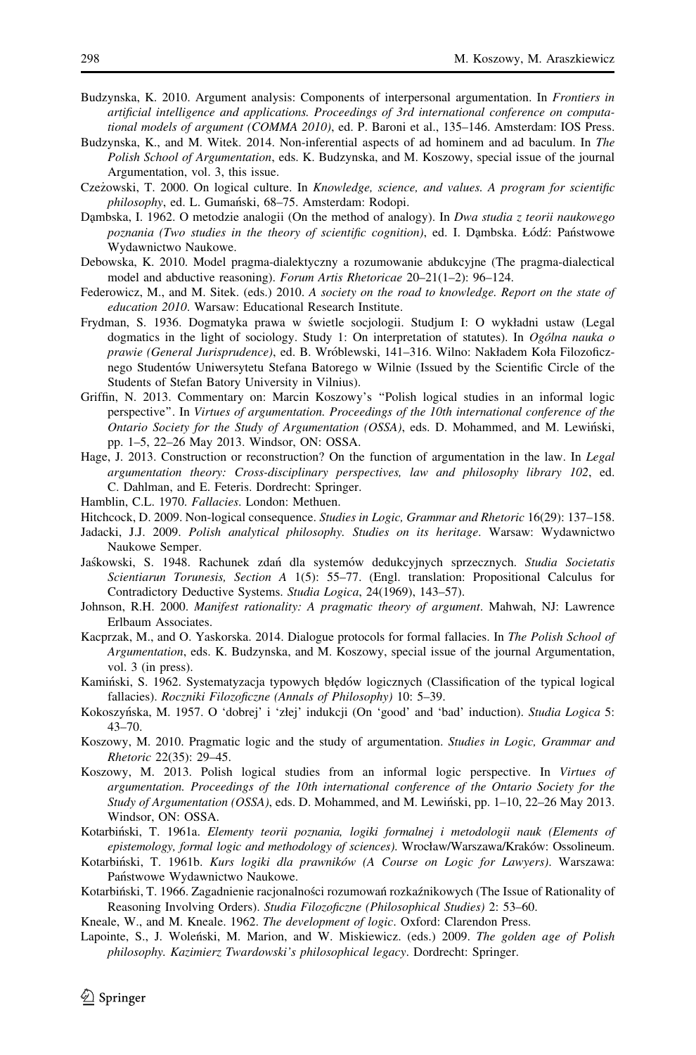Budzynska, K. 2010. Argument analysis: Components of interpersonal argumentation. In *Frontiers in artificial intelligence and applications. Proceedings of 3rd international conference on computational models of argument (COMMA 2010)*, ed. P. Baroni et al., 135–146. Amsterdam: IOS Press.

Budzynska, K., and M. Witek. 2014. Non-inferential aspects of ad hominem and ad baculum. In *The Polish School of Argumentation*, eds. K. Budzynska, and M. Koszowy, special issue of the journal Argumentation, vol. 3, this issue.

Czeżowski, T. 2000. On logical culture. In *Knowledge, science, and values. A program for scientific philosophy*, ed. L. Gumański, 68–75. Amsterdam: Rodopi.

Dąmbska, I. 1962. O metodzie analogii (On the method of analogy). In *Dwa studia z teorii naukowego poznania (Two studies in the theory of scientific cognition)*, ed. I. Dąmbska. Łódź: Państwowe Wydawnictwo Naukowe.

Debowska, K. 2010. Model pragma-dialektyczny a rozumowanie abdukcyjne (The pragma-dialectical model and abductive reasoning). *Forum Artis Rhetoricae* 20–21(1–2): 96–124.

Federowicz, M., and M. Sitek. (eds.) 2010. *A society on the road to knowledge. Report on the state of education 2010*. Warsaw: Educational Research Institute.

Frydman, S. 1936. Dogmatyka prawa w świetle socjologii. Studjum I: O wykładni ustaw (Legal dogmatics in the light of sociology. Study 1: On interpretation of statutes). In *Ogólna nauka o prawie (General Jurisprudence)*, ed. B. Wróblewski, 141–316. Wilno: Nakładem Koła Filozoficznego Studentów Uniwersytetu Stefana Batorego w Wilnie (Issued by the Scientific Circle of the Students of Stefan Batory University in Vilnius).

Griffin, N. 2013. Commentary on: Marcin Koszowy's "Polish logical studies in an informal logic perspective". In *Virtues of argumentation. Proceedings of the 10th international conference of the Ontario Society for the Study of Argumentation (OSSA)*, eds. D. Mohammed, and M. Lewiński, pp. 1–5, 22–26 May 2013. Windsor, ON: OSSA.

Hage, J. 2013. Construction or reconstruction? On the function of argumentation in the law. In *Legal argumentation theory: Cross-disciplinary perspectives, law and philosophy library 102*, ed. C. Dahlman, and E. Feteris. Dordrecht: Springer.

Hamblin, C.L. 1970. *Fallacies*. London: Methuen.

Hitchcock, D. 2009. Non-logical consequence. *Studies in Logic, Grammar and Rhetoric* 16(29): 137–158.

Jadacki, J.J. 2009. *Polish analytical philosophy. Studies on its heritage*. Warsaw: Wydawnictwo Naukowe Semper.

Jaśkowski, S. 1948. Rachunek zdań dla systemów dedukcyjnych sprzecznych. *Studia Societatis Scientiarun Torunesis, Section A* 1(5): 55–77. (Engl. translation: Propositional Calculus for Contradictory Deductive Systems. *Studia Logica*, 24(1969), 143–57).

Johnson, R.H. 2000. *Manifest rationality: A pragmatic theory of argument*. Mahwah, NJ: Lawrence Erlbaum Associates.

Kacprzak, M., and O. Yaskorska. 2014. Dialogue protocols for formal fallacies. In *The Polish School of Argumentation*, eds. K. Budzynska, and M. Koszowy, special issue of the journal Argumentation, vol. 3 (in press).

Kamiński, S. 1962. Systematyzacja typowych błędów logicznych (Classification of the typical logical fallacies). *Roczniki Filozoficzne (Annals of Philosophy)* 10: 5–39.

Kokoszyńska, M. 1957. O 'dobrej' i 'złej' indukcji (On 'good' and 'bad' induction). *Studia Logica* 5: 43–70.

Koszowy, M. 2010. Pragmatic logic and the study of argumentation. *Studies in Logic, Grammar and Rhetoric* 22(35): 29–45.

Koszowy, M. 2013. Polish logical studies from an informal logic perspective. In *Virtues of argumentation. Proceedings of the 10th international conference of the Ontario Society for the Study of Argumentation (OSSA)*, eds. D. Mohammed, and M. Lewiński, pp. 1–10, 22–26 May 2013. Windsor, ON: OSSA.

Kotarbiński, T. 1961a. *Elementy teorii poznania, logiki formalnej i metodologii nauk (Elements of epistemology, formal logic and methodology of sciences)*. Wrocław/Warszawa/Kraków: Ossolineum.

Kotarbiński, T. 1961b. *Kurs logiki dla prawników (A Course on Logic for Lawyers)*. Warszawa: Państwowe Wydawnictwo Naukowe.

Kotarbiński, T. 1966. Zagadnienie racjonalności rozumowań rozkaźnikowych (The Issue of Rationality of Reasoning Involving Orders). *Studia Filozoficzne (Philosophical Studies)* 2: 53–60.

Kneale, W., and M. Kneale. 1962. *The development of logic*. Oxford: Clarendon Press.

Lapointe, S., J. Woleński, M. Marion, and W. Miskiewicz. (eds.) 2009. *The golden age of Polish philosophy. Kazimierz Twardowski's philosophical legacy*. Dordrecht: Springer.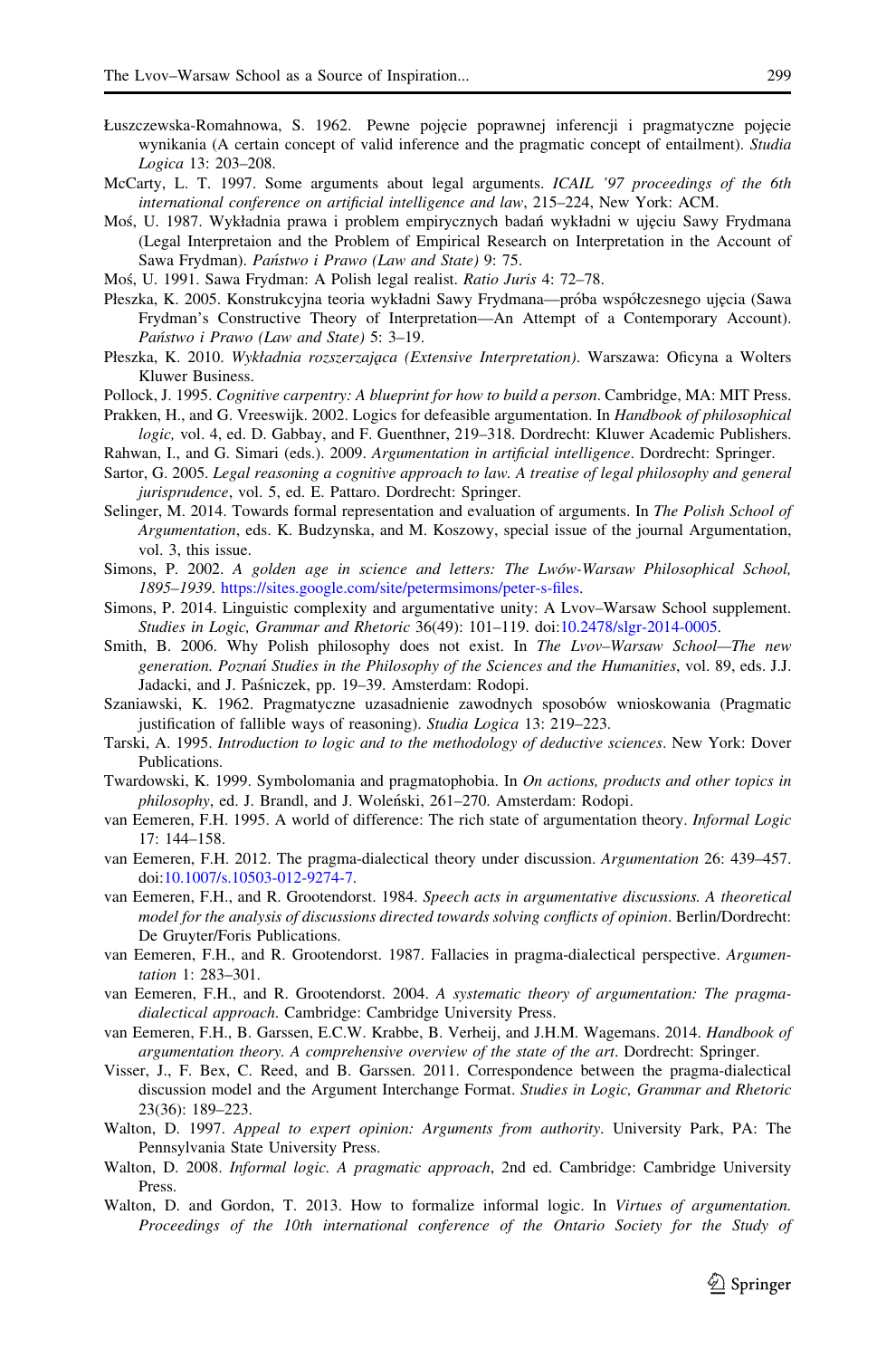Łuszczewska-Romahnowa, S. 1962. Pewne pojęcie poprawnej inferencji i pragmatyczne pojęcie wynikania (A certain concept of valid inference and the pragmatic concept of entailment). *Studia Logica* 13: 203–208.

McCarty, L. T. 1997. Some arguments about legal arguments. *ICAIL '97 proceedings of the 6th international conference on artificial intelligence and law*, 215–224, New York: ACM.

Moś, U. 1987. Wykładnia prawa i problem empirycznych badań wykładni w ujęciu Sawy Frydmana (Legal Interpretaion and the Problem of Empirical Research on Interpretation in the Account of Sawa Frydman). *Państwo i Prawo (Law and State)* 9: 75.

Moś, U. 1991. Sawa Frydman: A Polish legal realist. *Ratio Juris* 4: 72–78.

Płeszka, K. 2005. Konstrukcyjna teoria wykładni Sawy Frydmana—próba współczesnego ujęcia (Sawa Frydman's Constructive Theory of Interpretation—An Attempt of a Contemporary Account). *Państwo i Prawo (Law and State)* 5: 3–19.

Płeszka, K. 2010. *Wykładnia rozszerzająca (Extensive Interpretation)*. Warszawa: Oficyna a Wolters Kluwer Business.

Pollock, J. 1995. *Cognitive carpentry: A blueprint for how to build a person*. Cambridge, MA: MIT Press.

Prakken, H., and G. Vreeswijk. 2002. Logics for defeasible argumentation. In *Handbook of philosophical logic*, vol. 4, ed. D. Gabbay, and F. Guenthner, 219–318. Dordrecht: Kluwer Academic Publishers.

Rahwan, I., and G. Simari (eds.). 2009. *Argumentation in artificial intelligence*. Dordrecht: Springer.

Sartor, G. 2005. *Legal reasoning a cognitive approach to law. A treatise of legal philosophy and general jurisprudence*, vol. 5, ed. E. Pattaro. Dordrecht: Springer.

Selinger, M. 2014. Towards formal representation and evaluation of arguments. In *The Polish School of Argumentation*, eds. K. Budzynska, and M. Koszowy, special issue of the journal Argumentation, vol. 3, this issue.

Simons, P. 2002. *A golden age in science and letters: The Lwów-Warsaw Philosophical School, 1895–1939*. https://sites.google.com/site/petermsimons/peter-s-files.

Simons, P. 2014. Linguistic complexity and argumentative unity: A Lvov–Warsaw School supplement. *Studies in Logic, Grammar and Rhetoric* 36(49): 101–119. doi:10.2478/slgr-2014-0005.

Smith, B. 2006. Why Polish philosophy does not exist. In *The Lvov–Warsaw School—The new generation. Poznań Studies in the Philosophy of the Sciences and the Humanities*, vol. 89, eds. J.J. Jadacki, and J. Paśniczek, pp. 19–39. Amsterdam: Rodopi.

Szaniawski, K. 1962. Pragmatyczne uzasadnienie zawodnych sposobów wnioskowania (Pragmatic justification of fallible ways of reasoning). *Studia Logica* 13: 219–223.

Tarski, A. 1995. *Introduction to logic and to the methodology of deductive sciences*. New York: Dover Publications.

Twardowski, K. 1999. Symbolomania and pragmatophobia. In *On actions, products and other topics in philosophy*, ed. J. Brandl, and J. Woleński, 261–270. Amsterdam: Rodopi.

van Eemeren, F.H. 1995. A world of difference: The rich state of argumentation theory. *Informal Logic* 17: 144–158.

van Eemeren, F.H. 2012. The pragma-dialectical theory under discussion. *Argumentation* 26: 439–457. doi:10.1007/s.10503-012-9274-7.

van Eemeren, F.H., and R. Grootendorst. 1984. *Speech acts in argumentative discussions. A theoretical model for the analysis of discussions directed towards solving conflicts of opinion*. Berlin/Dordrecht: De Gruyter/Foris Publications.

van Eemeren, F.H., and R. Grootendorst. 1987. Fallacies in pragma-dialectical perspective. *Argumentation* 1: 283–301.

van Eemeren, F.H., and R. Grootendorst. 2004. *A systematic theory of argumentation: The pragma-dialectical approach*. Cambridge: Cambridge University Press.

van Eemeren, F.H., B. Garssen, E.C.W. Krabbe, B. Verheij, and J.H.M. Wagemans. 2014. *Handbook of argumentation theory. A comprehensive overview of the state of the art*. Dordrecht: Springer.

Visser, J., F. Bex, C. Reed, and B. Garssen. 2011. Correspondence between the pragma-dialectical discussion model and the Argument Interchange Format. *Studies in Logic, Grammar and Rhetoric* 23(36): 189–223.

Walton, D. 1997. *Appeal to expert opinion: Arguments from authority*. University Park, PA: The Pennsylvania State University Press.

Walton, D. 2008. *Informal logic. A pragmatic approach*, 2nd ed. Cambridge: Cambridge University Press.

Walton, D. and Gordon, T. 2013. How to formalize informal logic. In *Virtues of argumentation. Proceedings of the 10th international conference of the Ontario Society for the Study of*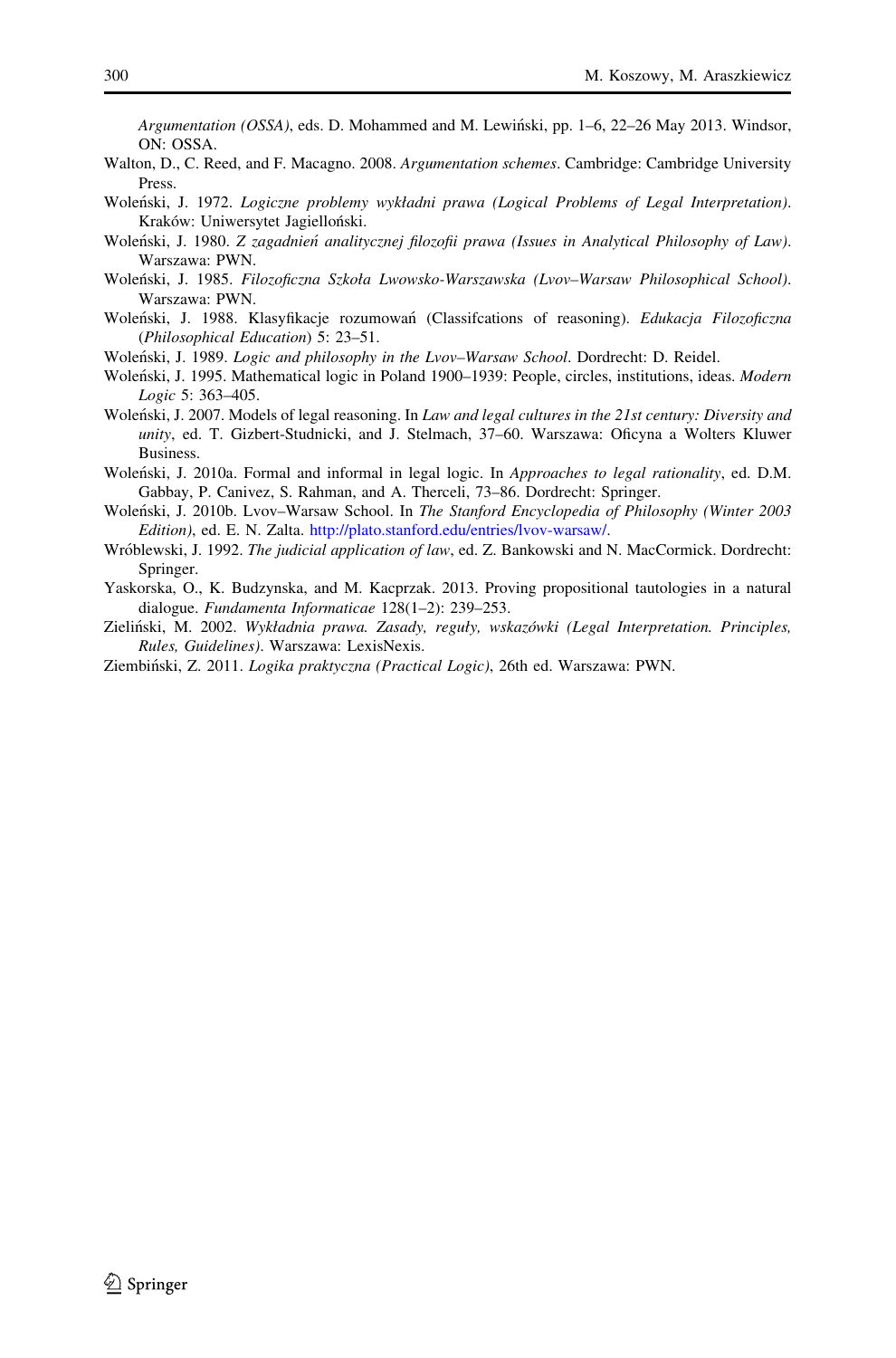*Argumentation (OSSA)*, eds. D. Mohammed and M. Lewiński, pp. 1–6, 22–26 May 2013. Windsor, ON: OSSA.

Walton, D., C. Reed, and F. Macagno. 2008. *Argumentation schemes*. Cambridge: Cambridge University Press.

Woleński, J. 1972. *Logiczne problemy wykładni prawa (Logical Problems of Legal Interpretation)*. Kraków: Uniwersytet Jagielloński.

Woleński, J. 1980. *Z zagadnień analitycznej filozofii prawa (Issues in Analytical Philosophy of Law)*. Warszawa: PWN.

Woleński, J. 1985. *Filozoficzna Szkoła Lwowsko-Warszawska (Lvov–Warsaw Philosophical School)*. Warszawa: PWN.

Woleński, J. 1988. Klasyfikacje rozumowań (Classifcations of reasoning). *Edukacja Filozoficzna* (*Philosophical Education*) 5: 23–51.

Woleński, J. 1989. *Logic and philosophy in the Lvov–Warsaw School*. Dordrecht: D. Reidel.

Woleński, J. 1995. Mathematical logic in Poland 1900–1939: People, circles, institutions, ideas. *Modern Logic* 5: 363–405.

Woleński, J. 2007. Models of legal reasoning. In *Law and legal cultures in the 21st century: Diversity and unity*, ed. T. Gizbert-Studnicki, and J. Stelmach, 37–60. Warszawa: Oficyna a Wolters Kluwer Business.

Woleński, J. 2010a. Formal and informal in legal logic. In *Approaches to legal rationality*, ed. D.M. Gabbay, P. Canivez, S. Rahman, and A. Therceli, 73–86. Dordrecht: Springer.

Woleński, J. 2010b. Lvov–Warsaw School. In *The Stanford Encyclopedia of Philosophy (Winter 2003 Edition)*, ed. E. N. Zalta. http://plato.stanford.edu/entries/lvov-warsaw/.

Wróblewski, J. 1992. *The judicial application of law*, ed. Z. Bankowski and N. MacCormick. Dordrecht: Springer.

Yaskorska, O., K. Budzynska, and M. Kacprzak. 2013. Proving propositional tautologies in a natural dialogue. *Fundamenta Informaticae* 128(1–2): 239–253.

Zieliński, M. 2002. *Wykładnia prawa. Zasady, reguły, wskazówki (Legal Interpretation. Principles, Rules, Guidelines)*. Warszawa: LexisNexis.

Ziembiński, Z. 2011. *Logika praktyczna (Practical Logic)*, 26th ed. Warszawa: PWN.